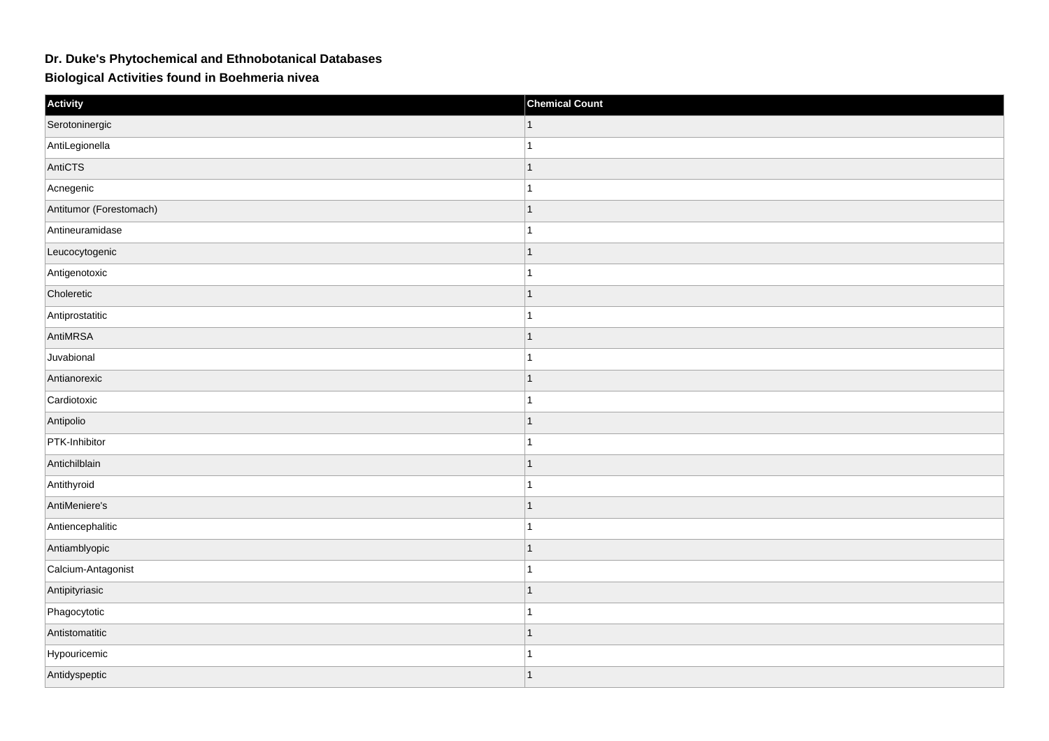# Dr. Duke's Phytochemical and Ethnobotanical Databases

## Biological Activities found in Boehmeria nivea

| Activity | Chemical Count |
| --- | --- |
| Serotoninergic | 1 |
| AntiLegionella | 1 |
| AntiCTS | 1 |
| Acnegenic | 1 |
| Antitumor (Forestomach) | 1 |
| Antineuramidase | 1 |
| Leucocytogenic | 1 |
| Antigenotoxic | 1 |
| Choleretic | 1 |
| Antiprostatitic | 1 |
| AntiMRSA | 1 |
| Juvabional | 1 |
| Antianorexic | 1 |
| Cardiotoxic | 1 |
| Antipolio | 1 |
| PTK-Inhibitor | 1 |
| Antichilblain | 1 |
| Antithyroid | 1 |
| AntiMeniere's | 1 |
| Antiencephalitic | 1 |
| Antiamblyopic | 1 |
| Calcium-Antagonist | 1 |
| Antipityriasic | 1 |
| Phagocytotic | 1 |
| Antistomatitic | 1 |
| Hypouricemic | 1 |
| Antidyspeptic | 1 |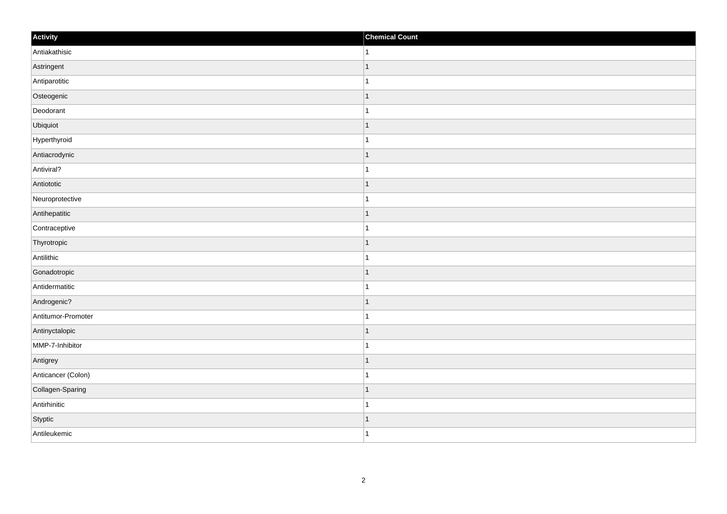| Activity | Chemical Count |
| --- | --- |
| Antiakathisic | 1 |
| Astringent | 1 |
| Antiparotitic | 1 |
| Osteogenic | 1 |
| Deodorant | 1 |
| Ubiquiot | 1 |
| Hyperthyroid | 1 |
| Antiacrodynic | 1 |
| Antiviral? | 1 |
| Antiototic | 1 |
| Neuroprotective | 1 |
| Antihepatitic | 1 |
| Contraceptive | 1 |
| Thyrotropic | 1 |
| Antilithic | 1 |
| Gonadotropic | 1 |
| Antidermatitic | 1 |
| Androgenic? | 1 |
| Antitumor-Promoter | 1 |
| Antinyctalopic | 1 |
| MMP-7-Inhibitor | 1 |
| Antigrey | 1 |
| Anticancer (Colon) | 1 |
| Collagen-Sparing | 1 |
| Antirhinitic | 1 |
| Styptic | 1 |
| Antileukemic | 1 |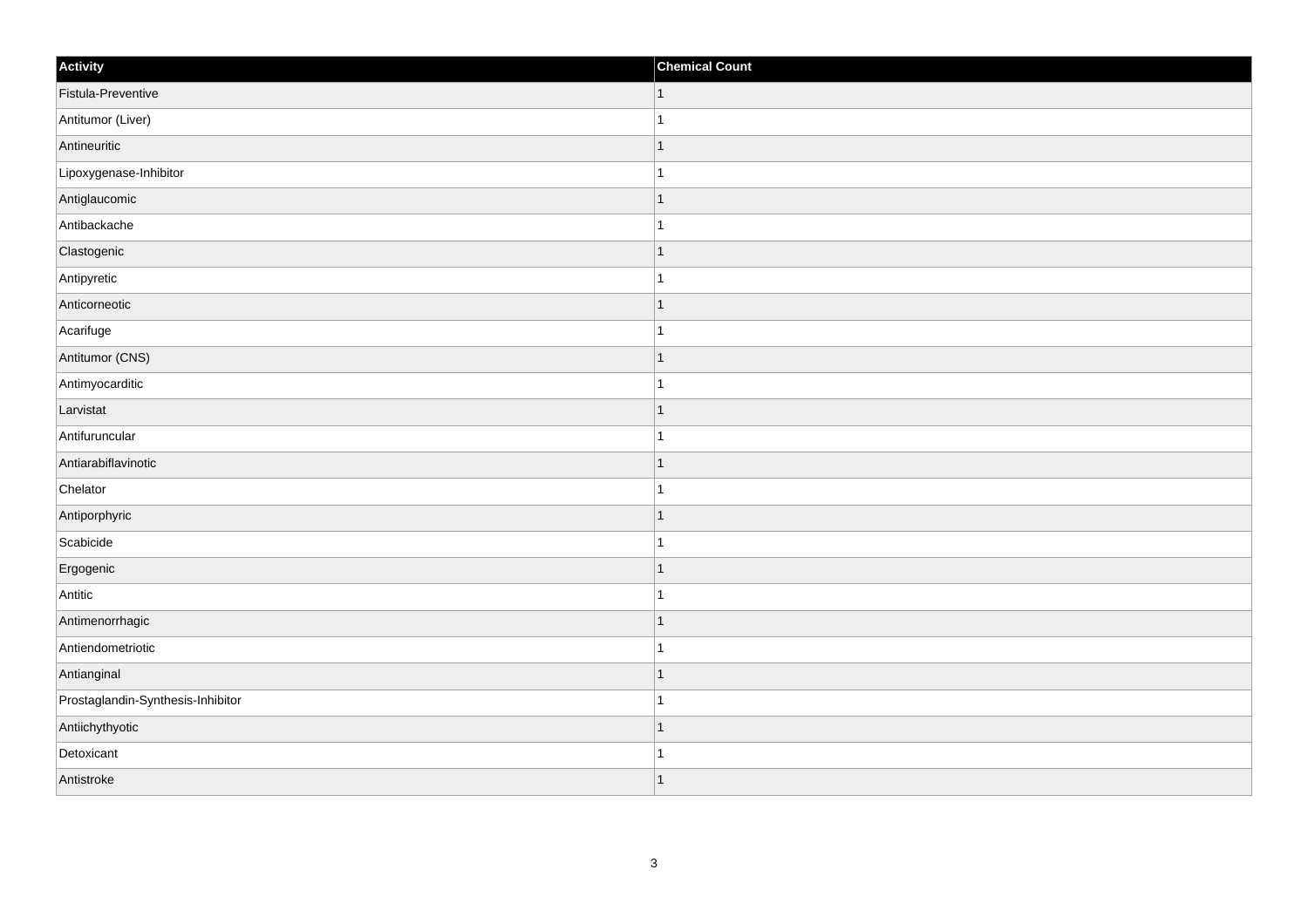| Activity | Chemical Count |
| --- | --- |
| Fistula-Preventive | 1 |
| Antitumor (Liver) | 1 |
| Antineuritic | 1 |
| Lipoxygenase-Inhibitor | 1 |
| Antiglaucomic | 1 |
| Antibackache | 1 |
| Clastogenic | 1 |
| Antipyretic | 1 |
| Anticorneotic | 1 |
| Acarifuge | 1 |
| Antitumor (CNS) | 1 |
| Antimyocarditic | 1 |
| Larvistat | 1 |
| Antifuruncular | 1 |
| Antiarabiflavinotic | 1 |
| Chelator | 1 |
| Antiporphyric | 1 |
| Scabicide | 1 |
| Ergogenic | 1 |
| Antitic | 1 |
| Antimenorrhagic | 1 |
| Antiendometriotic | 1 |
| Antianginal | 1 |
| Prostaglandin-Synthesis-Inhibitor | 1 |
| Antiichythyotic | 1 |
| Detoxicant | 1 |
| Antistroke | 1 |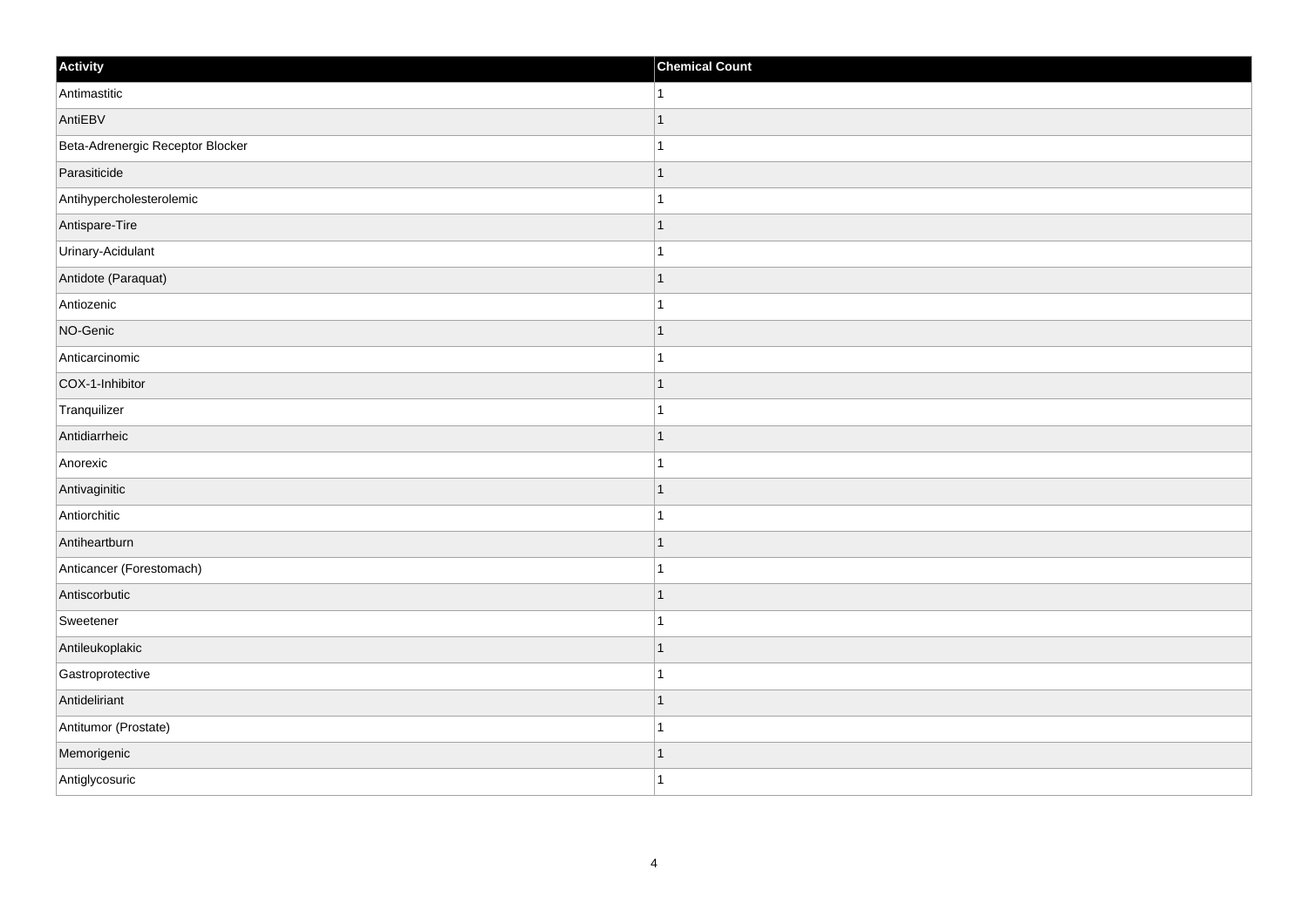| Activity | Chemical Count |
| --- | --- |
| Antimastitic | 1 |
| AntiEBV | 1 |
| Beta-Adrenergic Receptor Blocker | 1 |
| Parasiticide | 1 |
| Antihypercholesterolemic | 1 |
| Antispare-Tire | 1 |
| Urinary-Acidulant | 1 |
| Antidote (Paraquat) | 1 |
| Antiozenic | 1 |
| NO-Genic | 1 |
| Anticarcinomic | 1 |
| COX-1-Inhibitor | 1 |
| Tranquilizer | 1 |
| Antidiarrheic | 1 |
| Anorexic | 1 |
| Antivaginitic | 1 |
| Antiorchitic | 1 |
| Antiheartburn | 1 |
| Anticancer (Forestomach) | 1 |
| Antiscorbutic | 1 |
| Sweetener | 1 |
| Antileukoplakic | 1 |
| Gastroprotective | 1 |
| Antideliriant | 1 |
| Antitumor (Prostate) | 1 |
| Memorigenic | 1 |
| Antiglycosuric | 1 |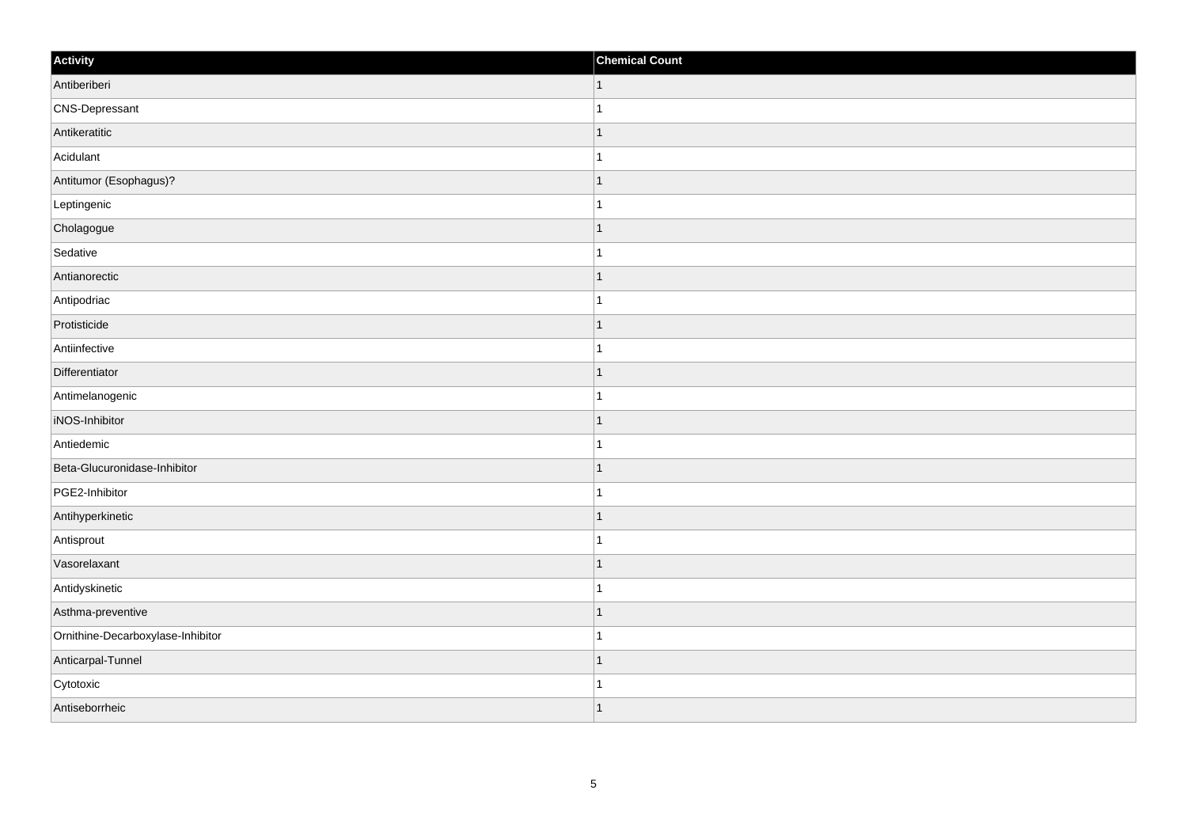| Activity | Chemical Count |
| --- | --- |
| Antiberiberi | 1 |
| CNS-Depressant | 1 |
| Antikeratitic | 1 |
| Acidulant | 1 |
| Antitumor (Esophagus)? | 1 |
| Leptingenic | 1 |
| Cholagogue | 1 |
| Sedative | 1 |
| Antianorectic | 1 |
| Antipodriac | 1 |
| Protisticide | 1 |
| Antiinfective | 1 |
| Differentiator | 1 |
| Antimelanogenic | 1 |
| iNOS-Inhibitor | 1 |
| Antiedemic | 1 |
| Beta-Glucuronidase-Inhibitor | 1 |
| PGE2-Inhibitor | 1 |
| Antihyperkinetic | 1 |
| Antisprout | 1 |
| Vasorelaxant | 1 |
| Antidyskinetic | 1 |
| Asthma-preventive | 1 |
| Ornithine-Decarboxylase-Inhibitor | 1 |
| Anticarpal-Tunnel | 1 |
| Cytotoxic | 1 |
| Antiseborrheic | 1 |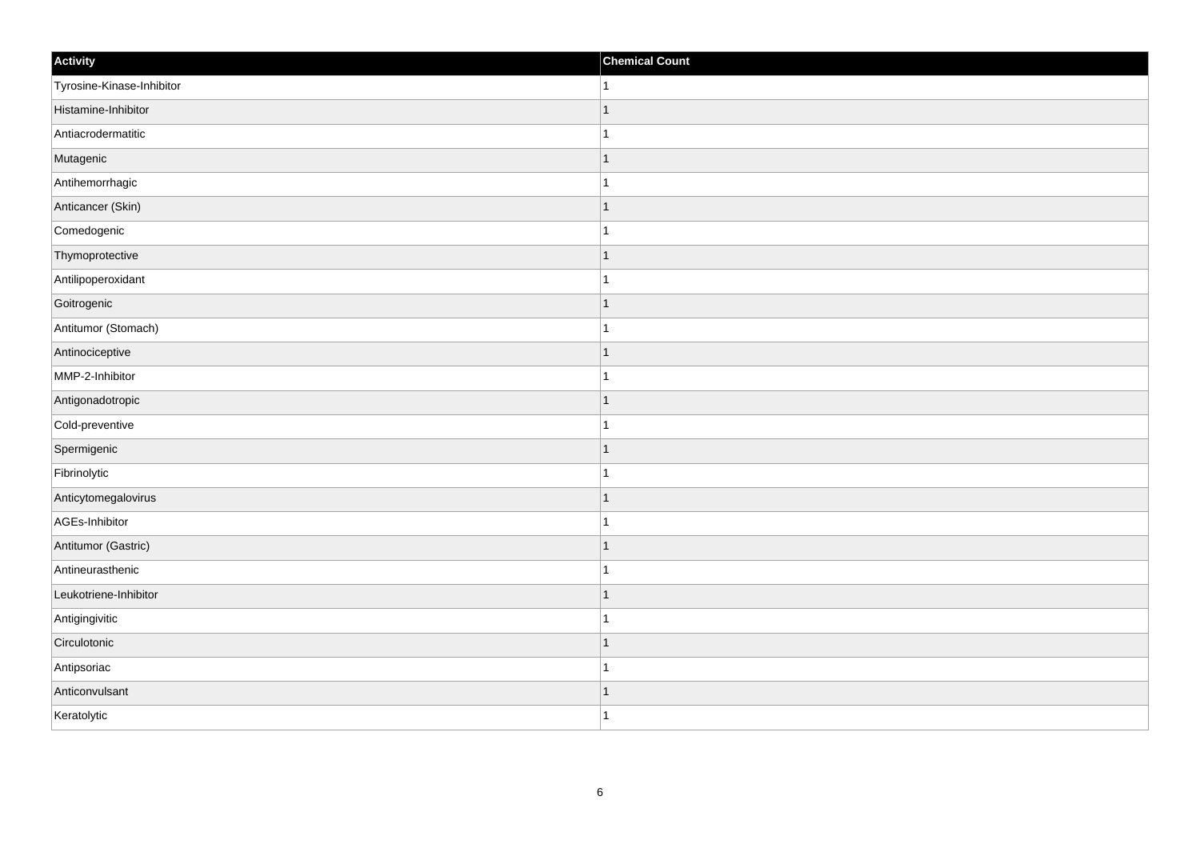| Activity | Chemical Count |
| --- | --- |
| Tyrosine-Kinase-Inhibitor | 1 |
| Histamine-Inhibitor | 1 |
| Antiacrodermatitic | 1 |
| Mutagenic | 1 |
| Antihemorrhagic | 1 |
| Anticancer (Skin) | 1 |
| Comedogenic | 1 |
| Thymoprotective | 1 |
| Antilipoperoxidant | 1 |
| Goitrogenic | 1 |
| Antitumor (Stomach) | 1 |
| Antinociceptive | 1 |
| MMP-2-Inhibitor | 1 |
| Antigonadotropic | 1 |
| Cold-preventive | 1 |
| Spermigenic | 1 |
| Fibrinolytic | 1 |
| Anticytomegalovirus | 1 |
| AGEs-Inhibitor | 1 |
| Antitumor (Gastric) | 1 |
| Antineurasthenic | 1 |
| Leukotriene-Inhibitor | 1 |
| Antigingivitic | 1 |
| Circulotonic | 1 |
| Antipsoriac | 1 |
| Anticonvulsant | 1 |
| Keratolytic | 1 |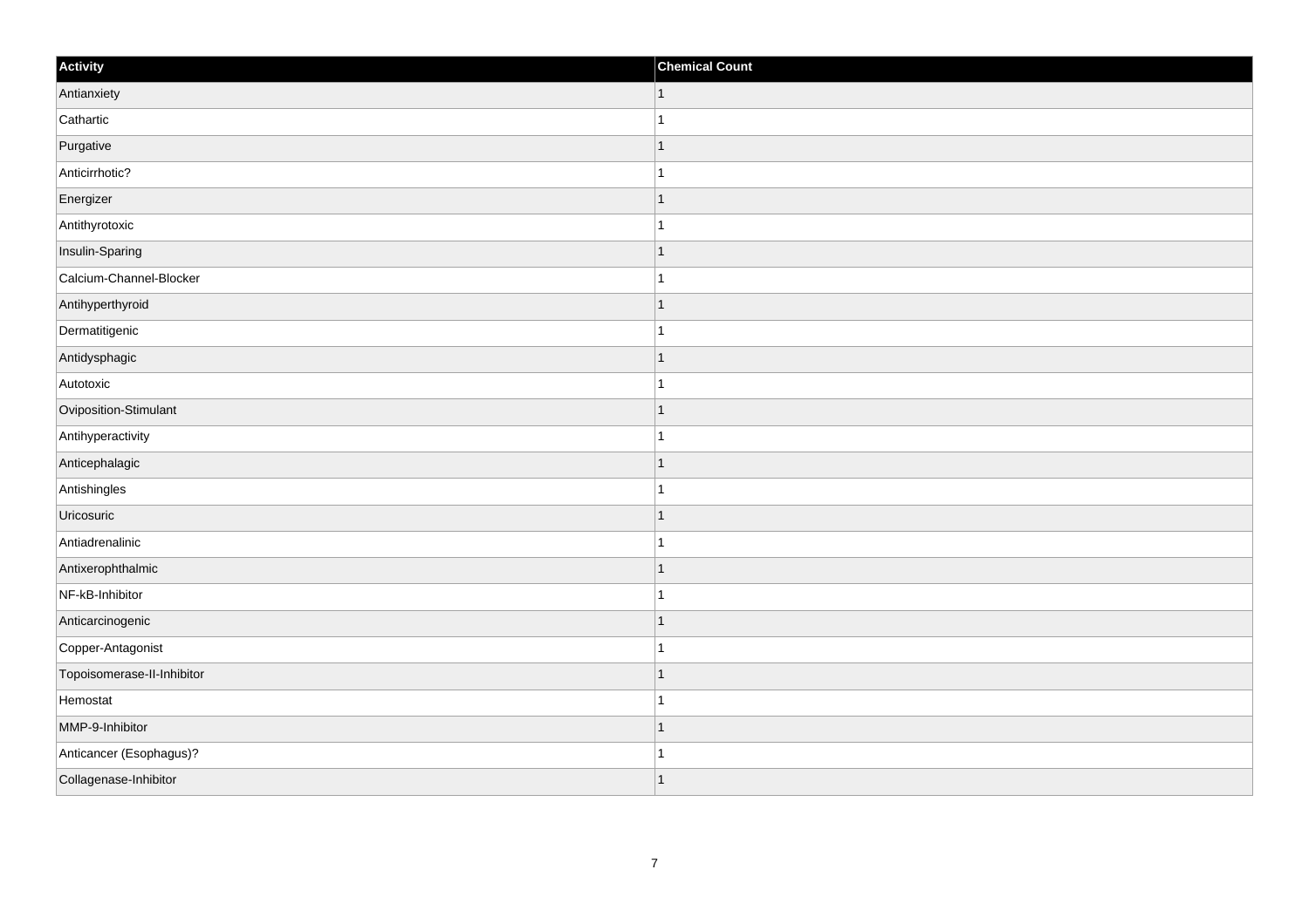| Activity | Chemical Count |
| --- | --- |
| Antianxiety | 1 |
| Cathartic | 1 |
| Purgative | 1 |
| Anticirrhotic? | 1 |
| Energizer | 1 |
| Antithyrotoxic | 1 |
| Insulin-Sparing | 1 |
| Calcium-Channel-Blocker | 1 |
| Antihyperthyroid | 1 |
| Dermatitigenic | 1 |
| Antidysphagic | 1 |
| Autotoxic | 1 |
| Oviposition-Stimulant | 1 |
| Antihyperactivity | 1 |
| Anticephalagic | 1 |
| Antishingles | 1 |
| Uricosuric | 1 |
| Antiadrenalinic | 1 |
| Antixerophthalmic | 1 |
| NF-kB-Inhibitor | 1 |
| Anticarcinogenic | 1 |
| Copper-Antagonist | 1 |
| Topoisomerase-II-Inhibitor | 1 |
| Hemostat | 1 |
| MMP-9-Inhibitor | 1 |
| Anticancer (Esophagus)? | 1 |
| Collagenase-Inhibitor | 1 |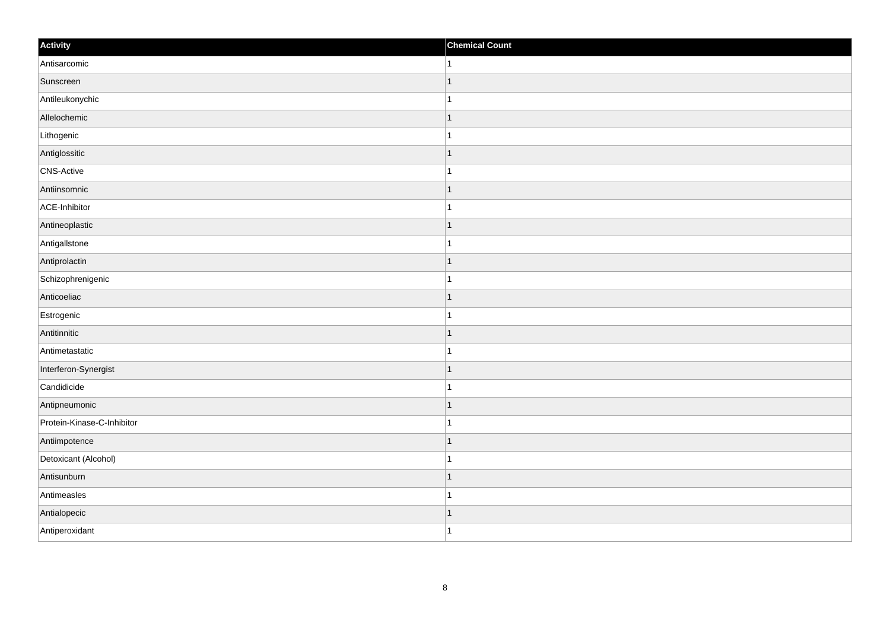| Activity | Chemical Count |
| --- | --- |
| Antisarcomic | 1 |
| Sunscreen | 1 |
| Antileukonychic | 1 |
| Allelochemic | 1 |
| Lithogenic | 1 |
| Antiglossitic | 1 |
| CNS-Active | 1 |
| Antiinsomnic | 1 |
| ACE-Inhibitor | 1 |
| Antineoplastic | 1 |
| Antigallstone | 1 |
| Antiprolactin | 1 |
| Schizophrenigenic | 1 |
| Anticoeliac | 1 |
| Estrogenic | 1 |
| Antitinnitic | 1 |
| Antimetastatic | 1 |
| Interferon-Synergist | 1 |
| Candidicide | 1 |
| Antipneumonic | 1 |
| Protein-Kinase-C-Inhibitor | 1 |
| Antiimpotence | 1 |
| Detoxicant (Alcohol) | 1 |
| Antisunburn | 1 |
| Antimeasles | 1 |
| Antialopecic | 1 |
| Antiperoxidant | 1 |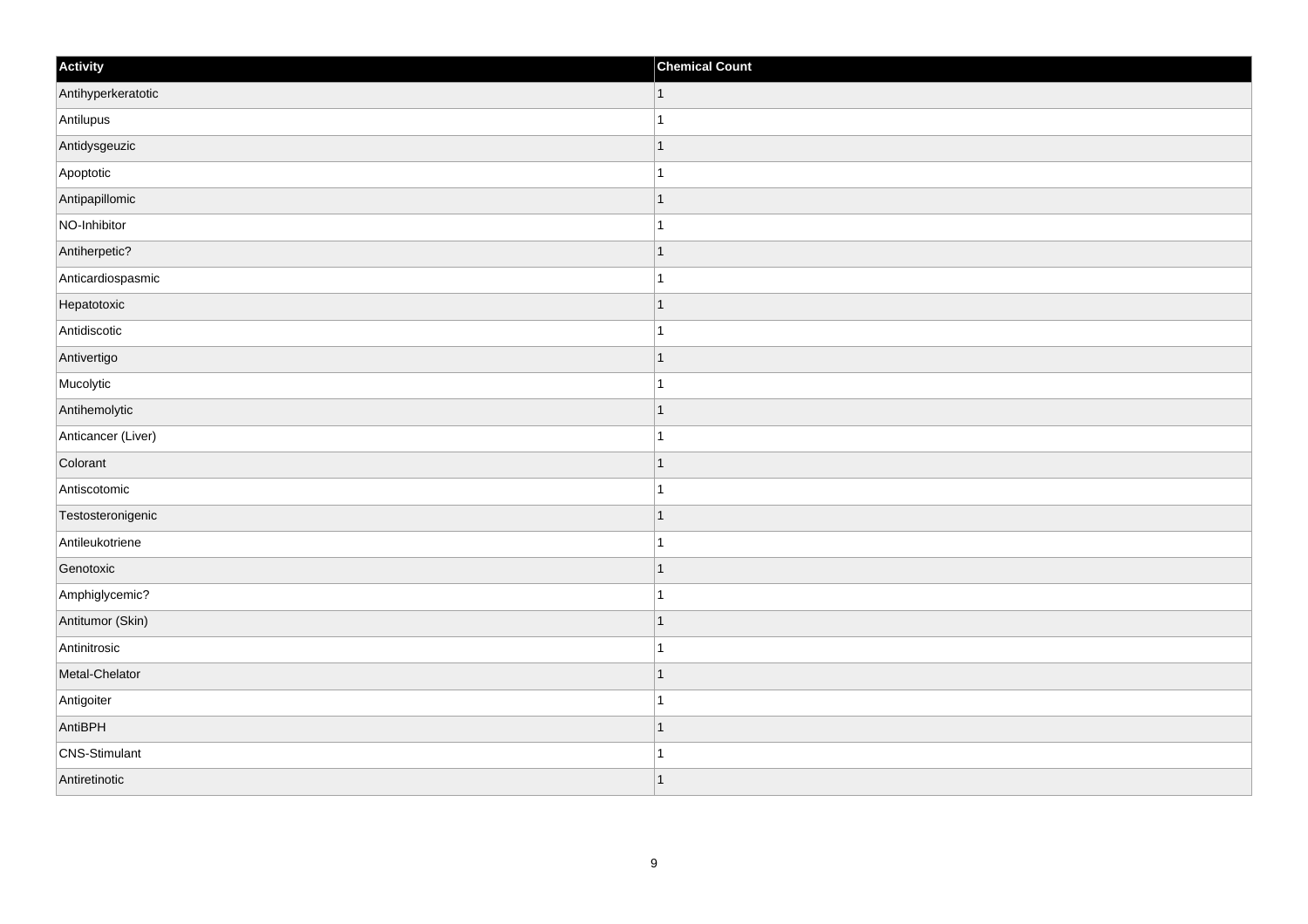| Activity | Chemical Count |
| --- | --- |
| Antihyperkeratotic | 1 |
| Antilupus | 1 |
| Antidysgeuzic | 1 |
| Apoptotic | 1 |
| Antipapillomic | 1 |
| NO-Inhibitor | 1 |
| Antiherpetic? | 1 |
| Anticardiospasmic | 1 |
| Hepatotoxic | 1 |
| Antidiscotic | 1 |
| Antivertigo | 1 |
| Mucolytic | 1 |
| Antihemolytic | 1 |
| Anticancer (Liver) | 1 |
| Colorant | 1 |
| Antiscotomic | 1 |
| Testosteronigenic | 1 |
| Antileukotriene | 1 |
| Genotoxic | 1 |
| Amphiglycemic? | 1 |
| Antitumor (Skin) | 1 |
| Antinitrosic | 1 |
| Metal-Chelator | 1 |
| Antigoiter | 1 |
| AntiBPH | 1 |
| CNS-Stimulant | 1 |
| Antiretinotic | 1 |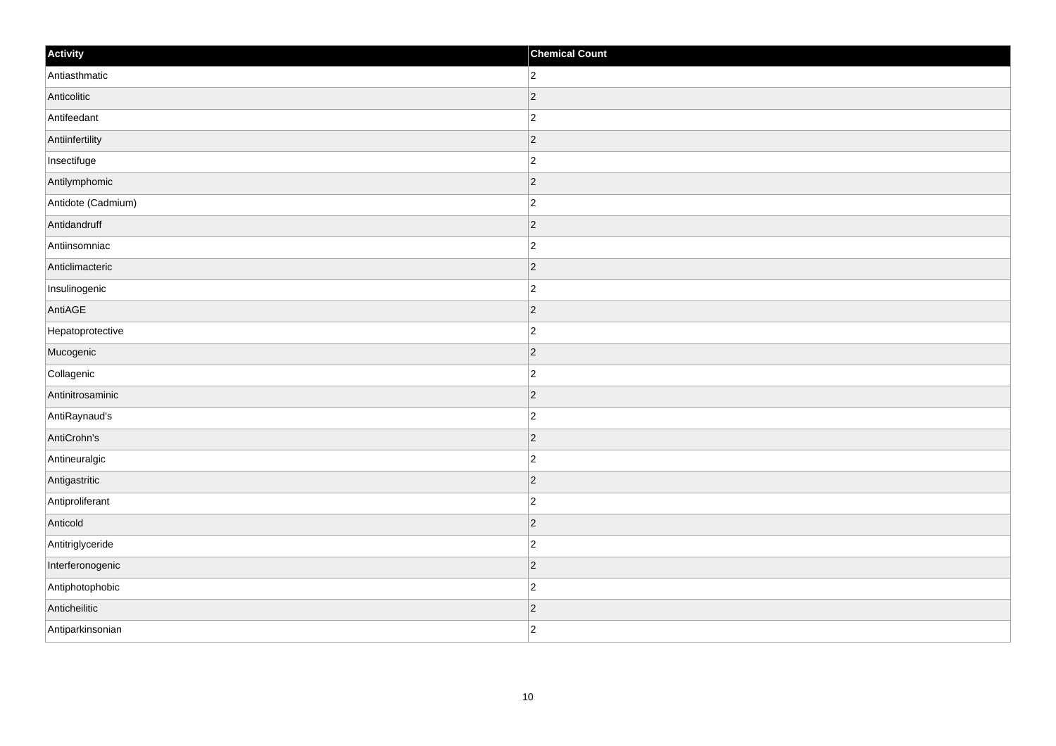| Activity | Chemical Count |
| --- | --- |
| Antiasthmatic | 2 |
| Anticolitic | 2 |
| Antifeedant | 2 |
| Antiinfertility | 2 |
| Insectifuge | 2 |
| Antilymphomic | 2 |
| Antidote (Cadmium) | 2 |
| Antidandruff | 2 |
| Antiinsomniac | 2 |
| Anticlimacteric | 2 |
| Insulinogenic | 2 |
| AntiAGE | 2 |
| Hepatoprotective | 2 |
| Mucogenic | 2 |
| Collagenic | 2 |
| Antinitrosaminic | 2 |
| AntiRaynaud's | 2 |
| AntiCrohn's | 2 |
| Antineuralgic | 2 |
| Antigastritic | 2 |
| Antiproliferant | 2 |
| Anticold | 2 |
| Antitriglyceride | 2 |
| Interferonogenic | 2 |
| Antiphotophobic | 2 |
| Anticheilitic | 2 |
| Antiparkinsonian | 2 |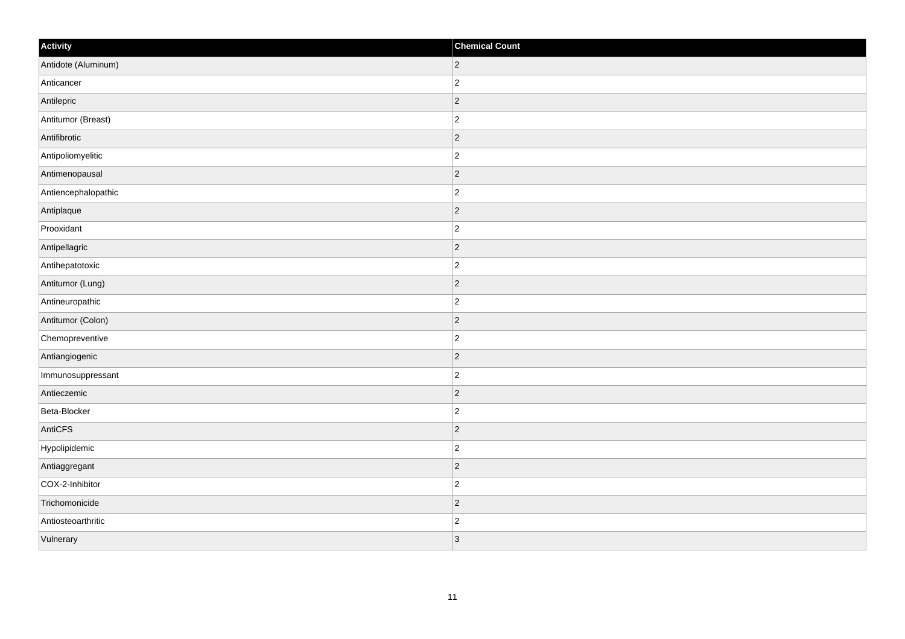| Activity | Chemical Count |
| --- | --- |
| Antidote (Aluminum) | 2 |
| Anticancer | 2 |
| Antilepric | 2 |
| Antitumor (Breast) | 2 |
| Antifibrotic | 2 |
| Antipoliomyelitic | 2 |
| Antimenopausal | 2 |
| Antiencephalopathic | 2 |
| Antiplaque | 2 |
| Prooxidant | 2 |
| Antipellagric | 2 |
| Antihepatotoxic | 2 |
| Antitumor (Lung) | 2 |
| Antineuropathic | 2 |
| Antitumor (Colon) | 2 |
| Chemopreventive | 2 |
| Antiangiogenic | 2 |
| Immunosuppressant | 2 |
| Antieczemic | 2 |
| Beta-Blocker | 2 |
| AntiCFS | 2 |
| Hypolipidemic | 2 |
| Antiaggregant | 2 |
| COX-2-Inhibitor | 2 |
| Trichomonicide | 2 |
| Antiosteoarthritic | 2 |
| Vulnerary | 3 |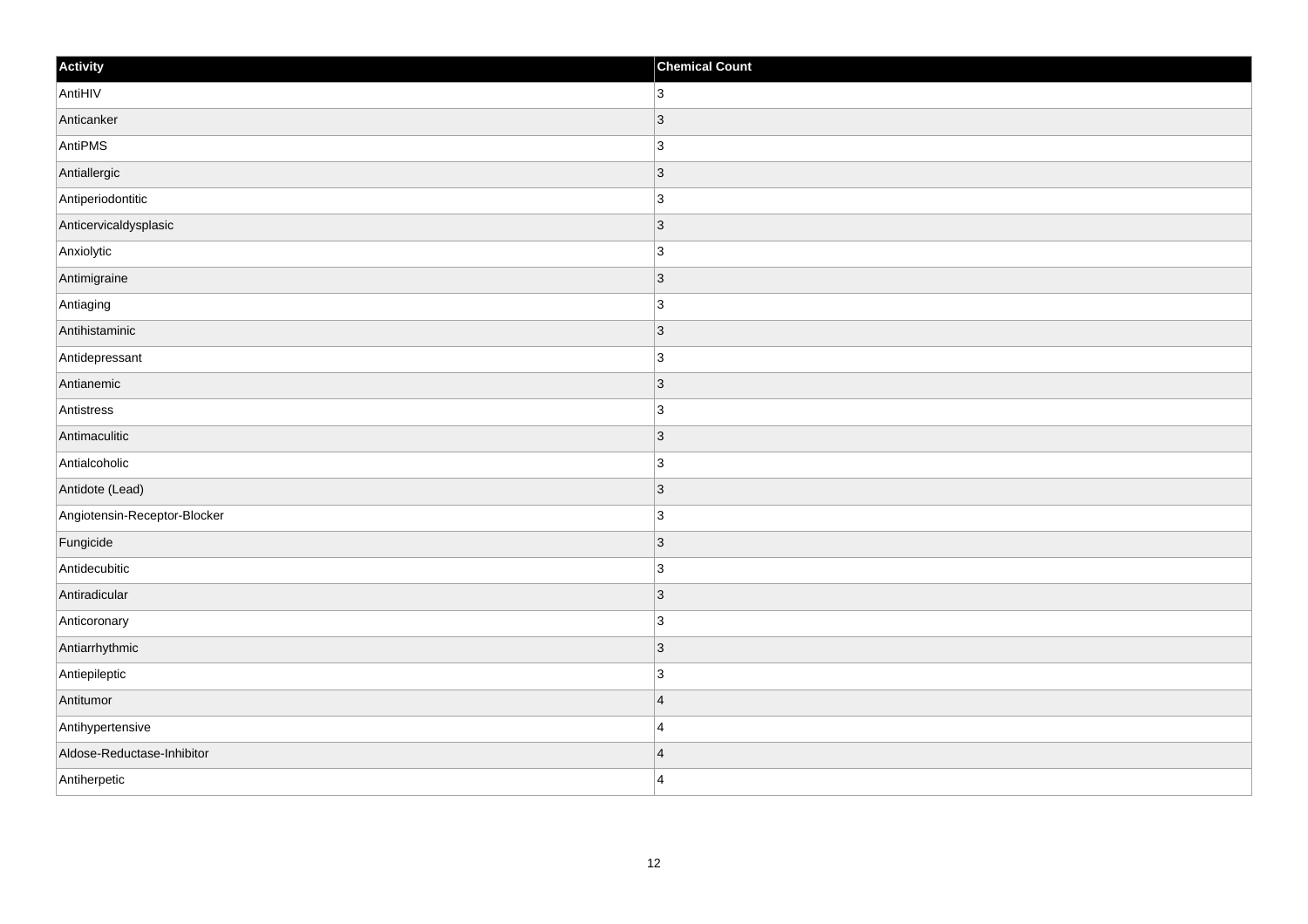| Activity | Chemical Count |
| --- | --- |
| AntiHIV | 3 |
| Anticanker | 3 |
| AntiPMS | 3 |
| Antiallergic | 3 |
| Antiperiodontitic | 3 |
| Anticervicaldysplasic | 3 |
| Anxiolytic | 3 |
| Antimigraine | 3 |
| Antiaging | 3 |
| Antihistaminic | 3 |
| Antidepressant | 3 |
| Antianemic | 3 |
| Antistress | 3 |
| Antimaculitic | 3 |
| Antialcoholic | 3 |
| Antidote (Lead) | 3 |
| Angiotensin-Receptor-Blocker | 3 |
| Fungicide | 3 |
| Antidecubitic | 3 |
| Antiradicular | 3 |
| Anticoronary | 3 |
| Antiarrhythmic | 3 |
| Antiepileptic | 3 |
| Antitumor | 4 |
| Antihypertensive | 4 |
| Aldose-Reductase-Inhibitor | 4 |
| Antiherpetic | 4 |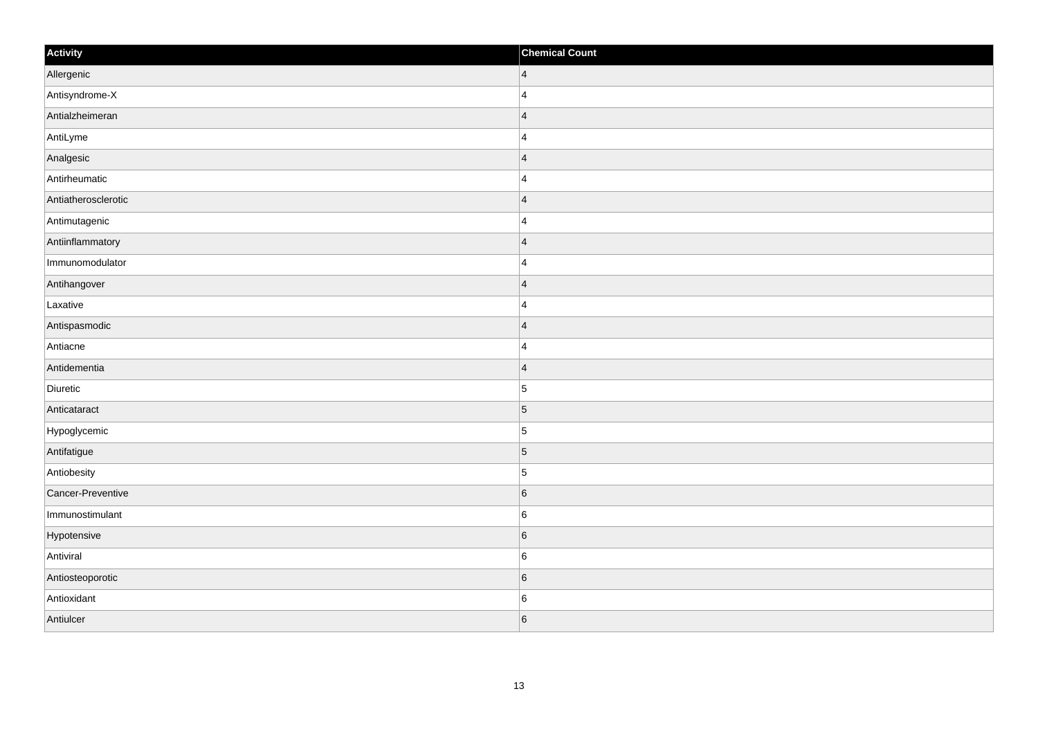| Activity | Chemical Count |
| --- | --- |
| Allergenic | 4 |
| Antisyndrome-X | 4 |
| Antialzheimeran | 4 |
| AntiLyme | 4 |
| Analgesic | 4 |
| Antirheumatic | 4 |
| Antiatherosclerotic | 4 |
| Antimutagenic | 4 |
| Antiinflammatory | 4 |
| Immunomodulator | 4 |
| Antihangover | 4 |
| Laxative | 4 |
| Antispasmodic | 4 |
| Antiacne | 4 |
| Antidementia | 4 |
| Diuretic | 5 |
| Anticataract | 5 |
| Hypoglycemic | 5 |
| Antifatigue | 5 |
| Antiobesity | 5 |
| Cancer-Preventive | 6 |
| Immunostimulant | 6 |
| Hypotensive | 6 |
| Antiviral | 6 |
| Antiosteoporotic | 6 |
| Antioxidant | 6 |
| Antiulcer | 6 |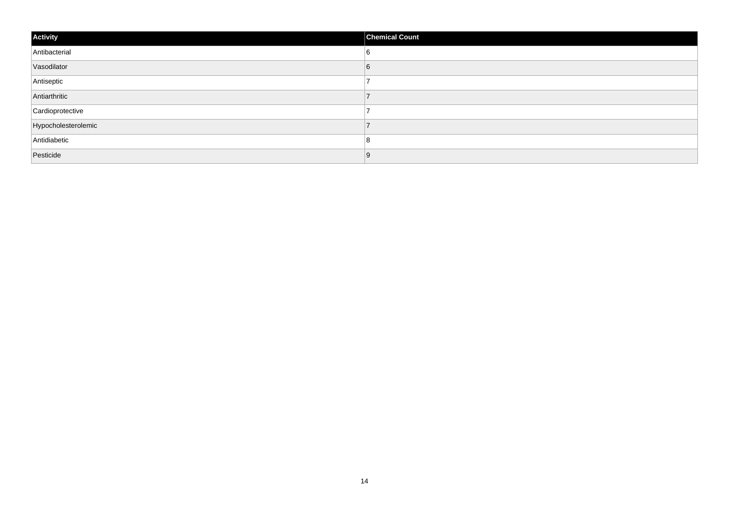| Activity | Chemical Count |
| --- | --- |
| Antibacterial | 6 |
| Vasodilator | 6 |
| Antiseptic | 7 |
| Antiarthritic | 7 |
| Cardioprotective | 7 |
| Hypocholesterolemic | 7 |
| Antidiabetic | 8 |
| Pesticide | 9 |